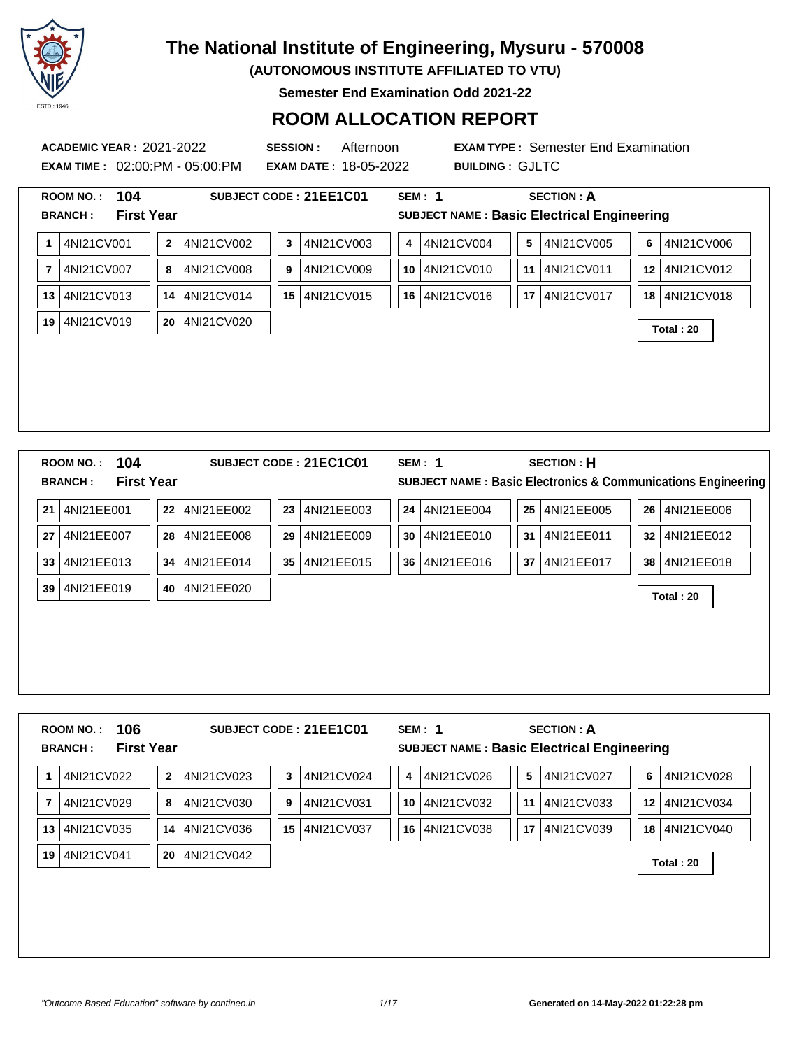# The National Institute of Engineering, Mysuru - 570008

**(AUTONOMOUS INSTITUTE AFFILIATED TO VTU)**

**Semester End Examination Odd 2021-22**

## ROOM ALLOCATION REPORT

**ACADEMIC YEAR :** 2021-2022 **SESSION :** Afternoon **EXAM TYPE :** Semester End Examination

**EXAM TIME :** 02:00:PM - 05:00:PM **EXAM DATE :** 18-05-2022 **BUILDING :** GJLTC

---

**ROOM NO. :** 104 **SUBJECT CODE :** 21EE1C01 **SEM :** 1 **SECTION :** A

**BRANCH :** First Year **SUBJECT NAME :** Basic Electrical Engineering

| | | | | | | | | | | | |
|---|---|---|---|---|---|---|---|---|---|---|---|
| 1 | 4NI21CV001 | 2 | 4NI21CV002 | 3 | 4NI21CV003 | 4 | 4NI21CV004 | 5 | 4NI21CV005 | 6 | 4NI21CV006 |
| 7 | 4NI21CV007 | 8 | 4NI21CV008 | 9 | 4NI21CV009 | 10 | 4NI21CV010 | 11 | 4NI21CV011 | 12 | 4NI21CV012 |
| 13 | 4NI21CV013 | 14 | 4NI21CV014 | 15 | 4NI21CV015 | 16 | 4NI21CV016 | 17 | 4NI21CV017 | 18 | 4NI21CV018 |
| 19 | 4NI21CV019 | 20 | 4NI21CV020 | | | | | | | | |

**Total : 20**

---

**ROOM NO. :** 104 **SUBJECT CODE :** 21EC1C01 **SEM :** 1 **SECTION :** H

**BRANCH :** First Year **SUBJECT NAME :** Basic Electronics & Communications Engineering

| | | | | | | | | | | | |
|---|---|---|---|---|---|---|---|---|---|---|---|
| 21 | 4NI21EE001 | 22 | 4NI21EE002 | 23 | 4NI21EE003 | 24 | 4NI21EE004 | 25 | 4NI21EE005 | 26 | 4NI21EE006 |
| 27 | 4NI21EE007 | 28 | 4NI21EE008 | 29 | 4NI21EE009 | 30 | 4NI21EE010 | 31 | 4NI21EE011 | 32 | 4NI21EE012 |
| 33 | 4NI21EE013 | 34 | 4NI21EE014 | 35 | 4NI21EE015 | 36 | 4NI21EE016 | 37 | 4NI21EE017 | 38 | 4NI21EE018 |
| 39 | 4NI21EE019 | 40 | 4NI21EE020 | | | | | | | | |

**Total : 20**

---

**ROOM NO. :** 106 **SUBJECT CODE :** 21EE1C01 **SEM :** 1 **SECTION :** A

**BRANCH :** First Year **SUBJECT NAME :** Basic Electrical Engineering

| | | | | | | | | | | | |
|---|---|---|---|---|---|---|---|---|---|---|---|
| 1 | 4NI21CV022 | 2 | 4NI21CV023 | 3 | 4NI21CV024 | 4 | 4NI21CV026 | 5 | 4NI21CV027 | 6 | 4NI21CV028 |
| 7 | 4NI21CV029 | 8 | 4NI21CV030 | 9 | 4NI21CV031 | 10 | 4NI21CV032 | 11 | 4NI21CV033 | 12 | 4NI21CV034 |
| 13 | 4NI21CV035 | 14 | 4NI21CV036 | 15 | 4NI21CV037 | 16 | 4NI21CV038 | 17 | 4NI21CV039 | 18 | 4NI21CV040 |
| 19 | 4NI21CV041 | 20 | 4NI21CV042 | | | | | | | | |

**Total : 20**

*"Outcome Based Education" software by contineo.in*

**Generated on 14-May-2022 01:22:28 pm**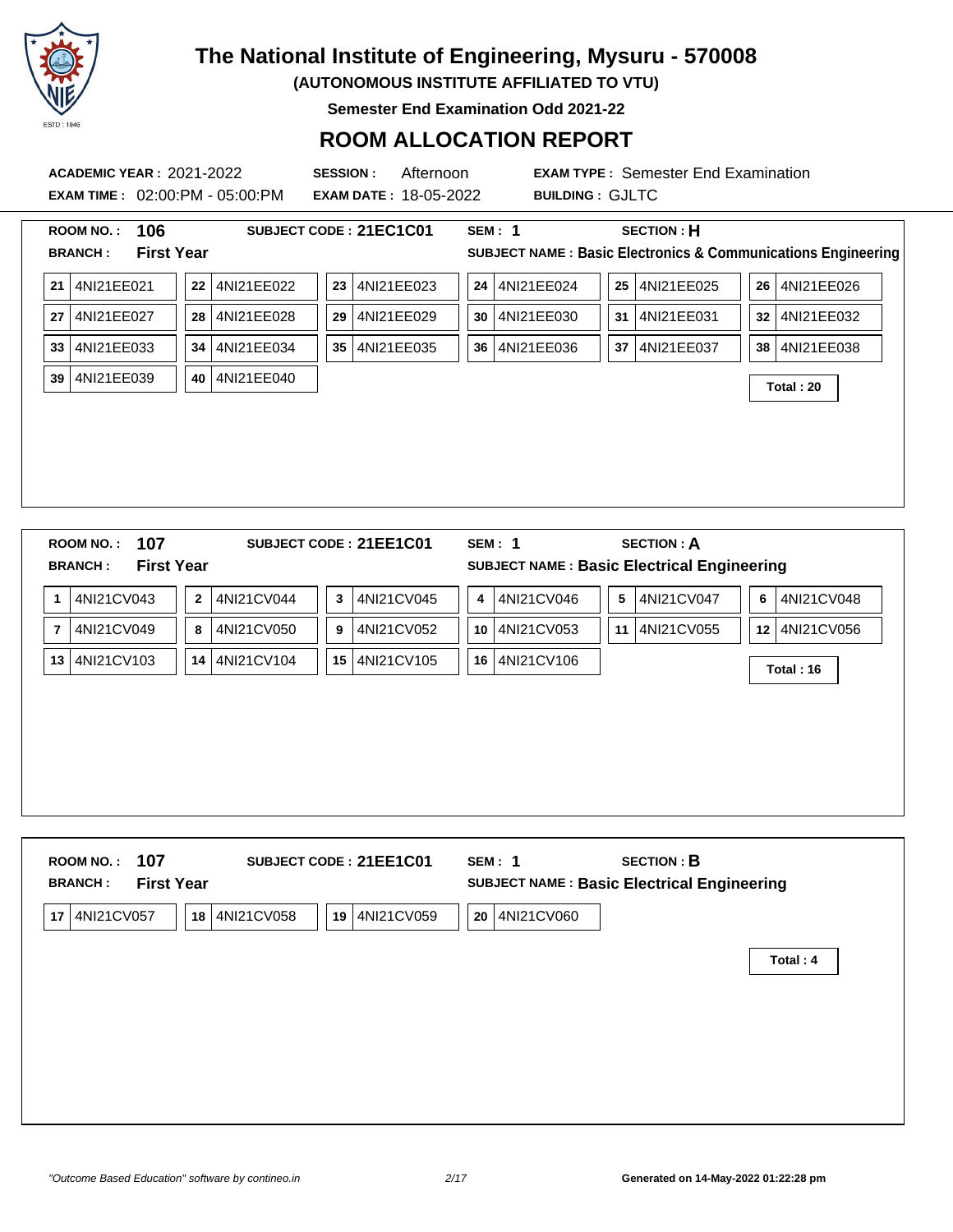# The National Institute of Engineering, Mysuru - 570008

**(AUTONOMOUS INSTITUTE AFFILIATED TO VTU)**

**Semester End Examination Odd 2021-22**

## ROOM ALLOCATION REPORT

**ACADEMIC YEAR :** 2021-2022 **SESSION :** Afternoon **EXAM TYPE :** Semester End Examination
**EXAM TIME :** 02:00:PM - 05:00:PM **EXAM DATE :** 18-05-2022 **BUILDING :** GJLTC

---

**ROOM NO. :** 106 **SUBJECT CODE :** 21EC1C01 **SEM :** 1 **SECTION :** H
**BRANCH :** First Year **SUBJECT NAME :** Basic Electronics & Communications Engineering

| | | | | | |
|---|---|---|---|---|---|
| 21 4NI21EE021 | 22 4NI21EE022 | 23 4NI21EE023 | 24 4NI21EE024 | 25 4NI21EE025 | 26 4NI21EE026 |
| 27 4NI21EE027 | 28 4NI21EE028 | 29 4NI21EE029 | 30 4NI21EE030 | 31 4NI21EE031 | 32 4NI21EE032 |
| 33 4NI21EE033 | 34 4NI21EE034 | 35 4NI21EE035 | 36 4NI21EE036 | 37 4NI21EE037 | 38 4NI21EE038 |
| 39 4NI21EE039 | 40 4NI21EE040 | | | | |

**Total : 20**

---

**ROOM NO. :** 107 **SUBJECT CODE :** 21EE1C01 **SEM :** 1 **SECTION :** A
**BRANCH :** First Year **SUBJECT NAME :** Basic Electrical Engineering

| | | | | | |
|---|---|---|---|---|---|
| 1 4NI21CV043 | 2 4NI21CV044 | 3 4NI21CV045 | 4 4NI21CV046 | 5 4NI21CV047 | 6 4NI21CV048 |
| 7 4NI21CV049 | 8 4NI21CV050 | 9 4NI21CV052 | 10 4NI21CV053 | 11 4NI21CV055 | 12 4NI21CV056 |
| 13 4NI21CV103 | 14 4NI21CV104 | 15 4NI21CV105 | 16 4NI21CV106 | | |

**Total : 16**

---

**ROOM NO. :** 107 **SUBJECT CODE :** 21EE1C01 **SEM :** 1 **SECTION :** B
**BRANCH :** First Year **SUBJECT NAME :** Basic Electrical Engineering

| | | | |
|---|---|---|---|
| 17 4NI21CV057 | 18 4NI21CV058 | 19 4NI21CV059 | 20 4NI21CV060 |

**Total : 4**

*"Outcome Based Education" software by contineo.in* Generated on 14-May-2022 01:22:28 pm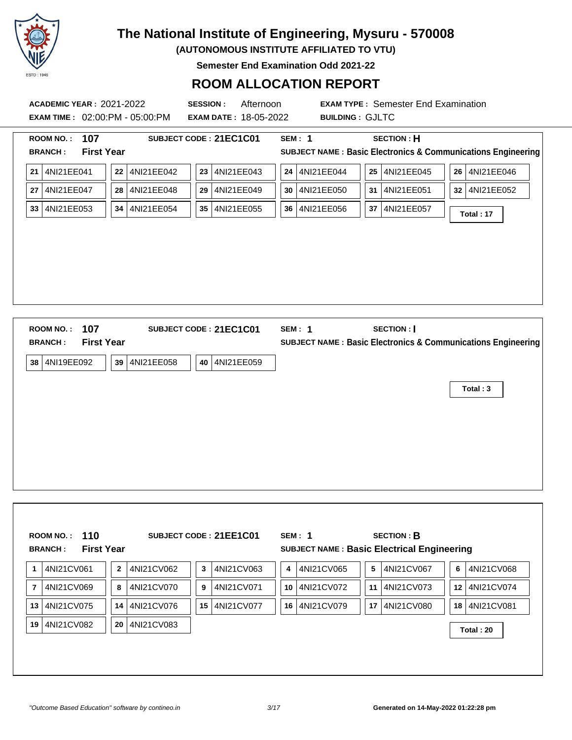# The National Institute of Engineering, Mysuru - 570008

**(AUTONOMOUS INSTITUTE AFFILIATED TO VTU)**

**Semester End Examination Odd 2021-22**

## ROOM ALLOCATION REPORT

**ACADEMIC YEAR :** 2021-2022 **SESSION :** Afternoon **EXAM TYPE :** Semester End Examination

**EXAM TIME :** 02:00:PM - 05:00:PM **EXAM DATE :** 18-05-2022 **BUILDING :** GJLTC

---

**ROOM NO. :** 107 **SUBJECT CODE :** 21EC1C01 **SEM :** 1 **SECTION :** H

**BRANCH :** First Year **SUBJECT NAME :** Basic Electronics & Communications Engineering

| | | | | | |
|---|---|---|---|---|---|
| 21 4NI21EE041 | 22 4NI21EE042 | 23 4NI21EE043 | 24 4NI21EE044 | 25 4NI21EE045 | 26 4NI21EE046 |
| 27 4NI21EE047 | 28 4NI21EE048 | 29 4NI21EE049 | 30 4NI21EE050 | 31 4NI21EE051 | 32 4NI21EE052 |
| 33 4NI21EE053 | 34 4NI21EE054 | 35 4NI21EE055 | 36 4NI21EE056 | 37 4NI21EE057 | |

**Total : 17**

---

**ROOM NO. :** 107 **SUBJECT CODE :** 21EC1C01 **SEM :** 1 **SECTION :** I

**BRANCH :** First Year **SUBJECT NAME :** Basic Electronics & Communications Engineering

| | | |
|---|---|---|
| 38 4NI19EE092 | 39 4NI21EE058 | 40 4NI21EE059 |

**Total : 3**

---

**ROOM NO. :** 110 **SUBJECT CODE :** 21EE1C01 **SEM :** 1 **SECTION :** B

**BRANCH :** First Year **SUBJECT NAME :** Basic Electrical Engineering

| | | | | | |
|---|---|---|---|---|---|
| 1 4NI21CV061 | 2 4NI21CV062 | 3 4NI21CV063 | 4 4NI21CV065 | 5 4NI21CV067 | 6 4NI21CV068 |
| 7 4NI21CV069 | 8 4NI21CV070 | 9 4NI21CV071 | 10 4NI21CV072 | 11 4NI21CV073 | 12 4NI21CV074 |
| 13 4NI21CV075 | 14 4NI21CV076 | 15 4NI21CV077 | 16 4NI21CV079 | 17 4NI21CV080 | 18 4NI21CV081 |
| 19 4NI21CV082 | 20 4NI21CV083 | | | | |

**Total : 20**

*"Outcome Based Education" software by contineo.in*

**Generated on 14-May-2022 01:22:28 pm**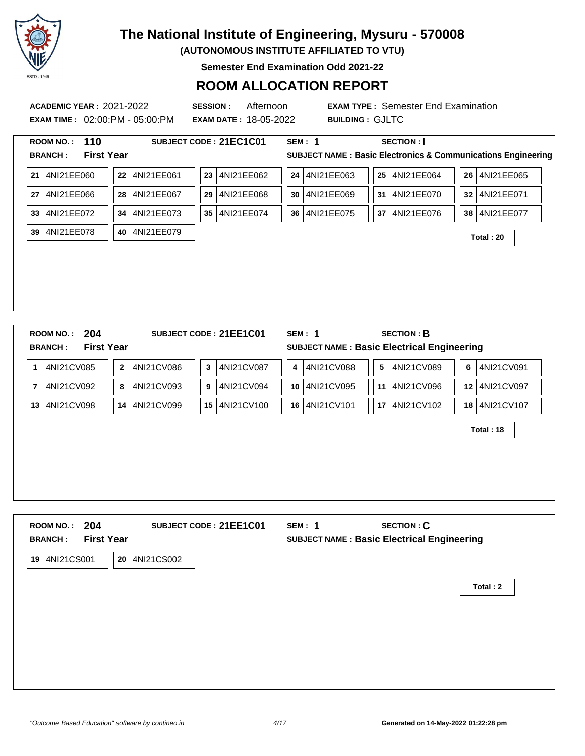# The National Institute of Engineering, Mysuru - 570008

**(AUTONOMOUS INSTITUTE AFFILIATED TO VTU)**

**Semester End Examination Odd 2021-22**

## ROOM ALLOCATION REPORT

**ACADEMIC YEAR :** 2021-2022 **SESSION :** Afternoon **EXAM TYPE :** Semester End Examination
**EXAM TIME :** 02:00:PM - 05:00:PM **EXAM DATE :** 18-05-2022 **BUILDING :** GJLTC

---

**ROOM NO. :** 110 **SUBJECT CODE :** 21EC1C01 **SEM :** 1 **SECTION :** I
**BRANCH :** First Year **SUBJECT NAME :** Basic Electronics & Communications Engineering

| | | | | | |
|---|---|---|---|---|---|
| 21 4NI21EE060 | 22 4NI21EE061 | 23 4NI21EE062 | 24 4NI21EE063 | 25 4NI21EE064 | 26 4NI21EE065 |
| 27 4NI21EE066 | 28 4NI21EE067 | 29 4NI21EE068 | 30 4NI21EE069 | 31 4NI21EE070 | 32 4NI21EE071 |
| 33 4NI21EE072 | 34 4NI21EE073 | 35 4NI21EE074 | 36 4NI21EE075 | 37 4NI21EE076 | 38 4NI21EE077 |
| 39 4NI21EE078 | 40 4NI21EE079 | | | | |

**Total : 20**

---

**ROOM NO. :** 204 **SUBJECT CODE :** 21EE1C01 **SEM :** 1 **SECTION :** B
**BRANCH :** First Year **SUBJECT NAME :** Basic Electrical Engineering

| | | | | | |
|---|---|---|---|---|---|
| 1 4NI21CV085 | 2 4NI21CV086 | 3 4NI21CV087 | 4 4NI21CV088 | 5 4NI21CV089 | 6 4NI21CV091 |
| 7 4NI21CV092 | 8 4NI21CV093 | 9 4NI21CV094 | 10 4NI21CV095 | 11 4NI21CV096 | 12 4NI21CV097 |
| 13 4NI21CV098 | 14 4NI21CV099 | 15 4NI21CV100 | 16 4NI21CV101 | 17 4NI21CV102 | 18 4NI21CV107 |

**Total : 18**

---

**ROOM NO. :** 204 **SUBJECT CODE :** 21EE1C01 **SEM :** 1 **SECTION :** C
**BRANCH :** First Year **SUBJECT NAME :** Basic Electrical Engineering

| | |
|---|---|
| 19 4NI21CS001 | 20 4NI21CS002 |

**Total : 2**

*"Outcome Based Education" software by contineo.in* **Generated on 14-May-2022 01:22:28 pm**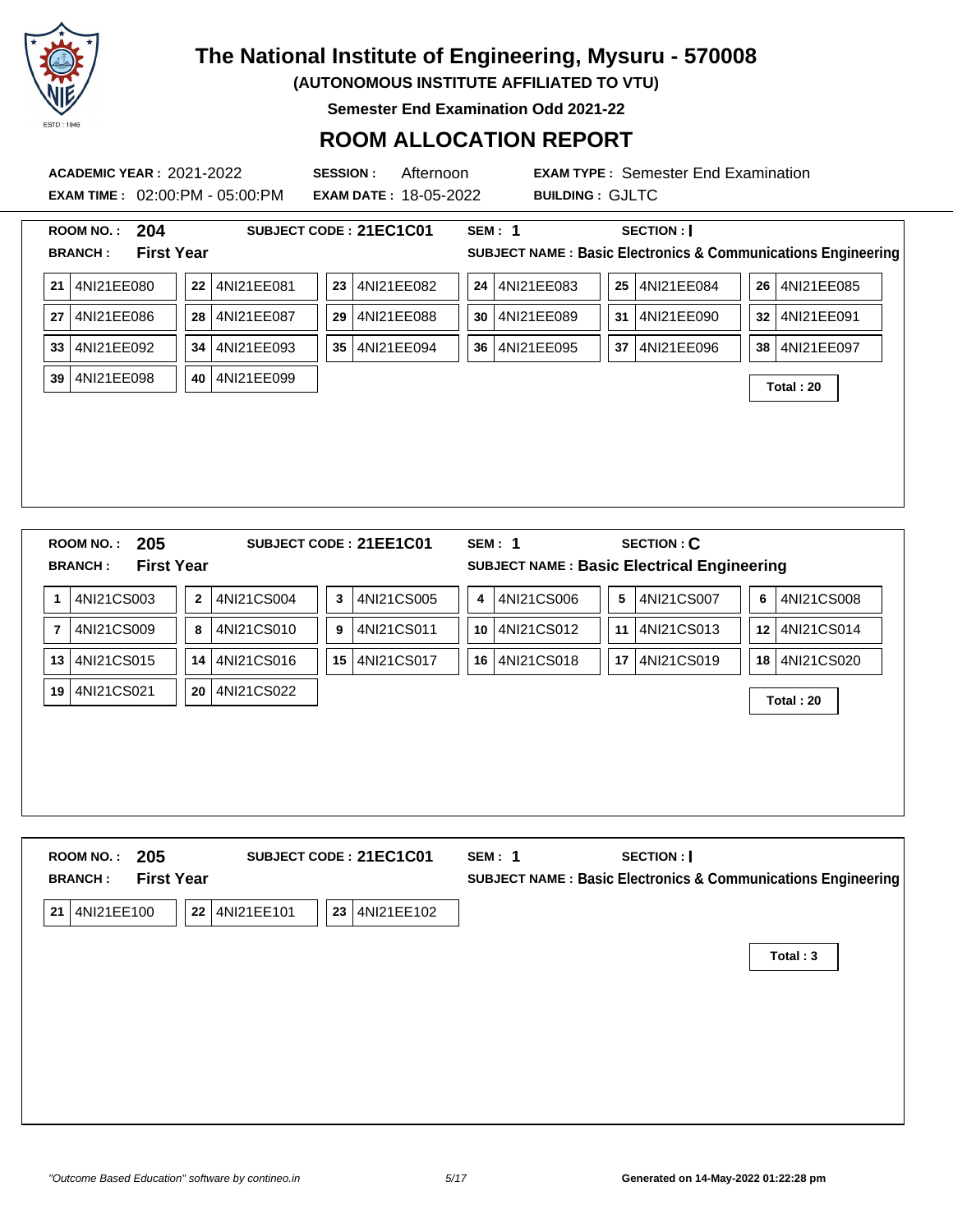# The National Institute of Engineering, Mysuru - 570008

**(AUTONOMOUS INSTITUTE AFFILIATED TO VTU)**

**Semester End Examination Odd 2021-22**

## ROOM ALLOCATION REPORT

**ACADEMIC YEAR :** 2021-2022 **SESSION :** Afternoon **EXAM TYPE :** Semester End Examination

**EXAM TIME :** 02:00:PM - 05:00:PM **EXAM DATE :** 18-05-2022 **BUILDING :** GJLTC

---

**ROOM NO. :** 204 **SUBJECT CODE :** 21EC1C01 **SEM :** 1 **SECTION :** I

**BRANCH :** First Year **SUBJECT NAME :** Basic Electronics & Communications Engineering

| | | | | | |
|---|---|---|---|---|---|
| 21 4NI21EE080 | 22 4NI21EE081 | 23 4NI21EE082 | 24 4NI21EE083 | 25 4NI21EE084 | 26 4NI21EE085 |
| 27 4NI21EE086 | 28 4NI21EE087 | 29 4NI21EE088 | 30 4NI21EE089 | 31 4NI21EE090 | 32 4NI21EE091 |
| 33 4NI21EE092 | 34 4NI21EE093 | 35 4NI21EE094 | 36 4NI21EE095 | 37 4NI21EE096 | 38 4NI21EE097 |
| 39 4NI21EE098 | 40 4NI21EE099 | | | | |

**Total : 20**

---

**ROOM NO. :** 205 **SUBJECT CODE :** 21EE1C01 **SEM :** 1 **SECTION :** C

**BRANCH :** First Year **SUBJECT NAME :** Basic Electrical Engineering

| | | | | | |
|---|---|---|---|---|---|
| 1 4NI21CS003 | 2 4NI21CS004 | 3 4NI21CS005 | 4 4NI21CS006 | 5 4NI21CS007 | 6 4NI21CS008 |
| 7 4NI21CS009 | 8 4NI21CS010 | 9 4NI21CS011 | 10 4NI21CS012 | 11 4NI21CS013 | 12 4NI21CS014 |
| 13 4NI21CS015 | 14 4NI21CS016 | 15 4NI21CS017 | 16 4NI21CS018 | 17 4NI21CS019 | 18 4NI21CS020 |
| 19 4NI21CS021 | 20 4NI21CS022 | | | | |

**Total : 20**

---

**ROOM NO. :** 205 **SUBJECT CODE :** 21EC1C01 **SEM :** 1 **SECTION :** I

**BRANCH :** First Year **SUBJECT NAME :** Basic Electronics & Communications Engineering

| | | |
|---|---|---|
| 21 4NI21EE100 | 22 4NI21EE101 | 23 4NI21EE102 |

**Total : 3**

*"Outcome Based Education" software by contineo.in* **Generated on 14-May-2022 01:22:28 pm**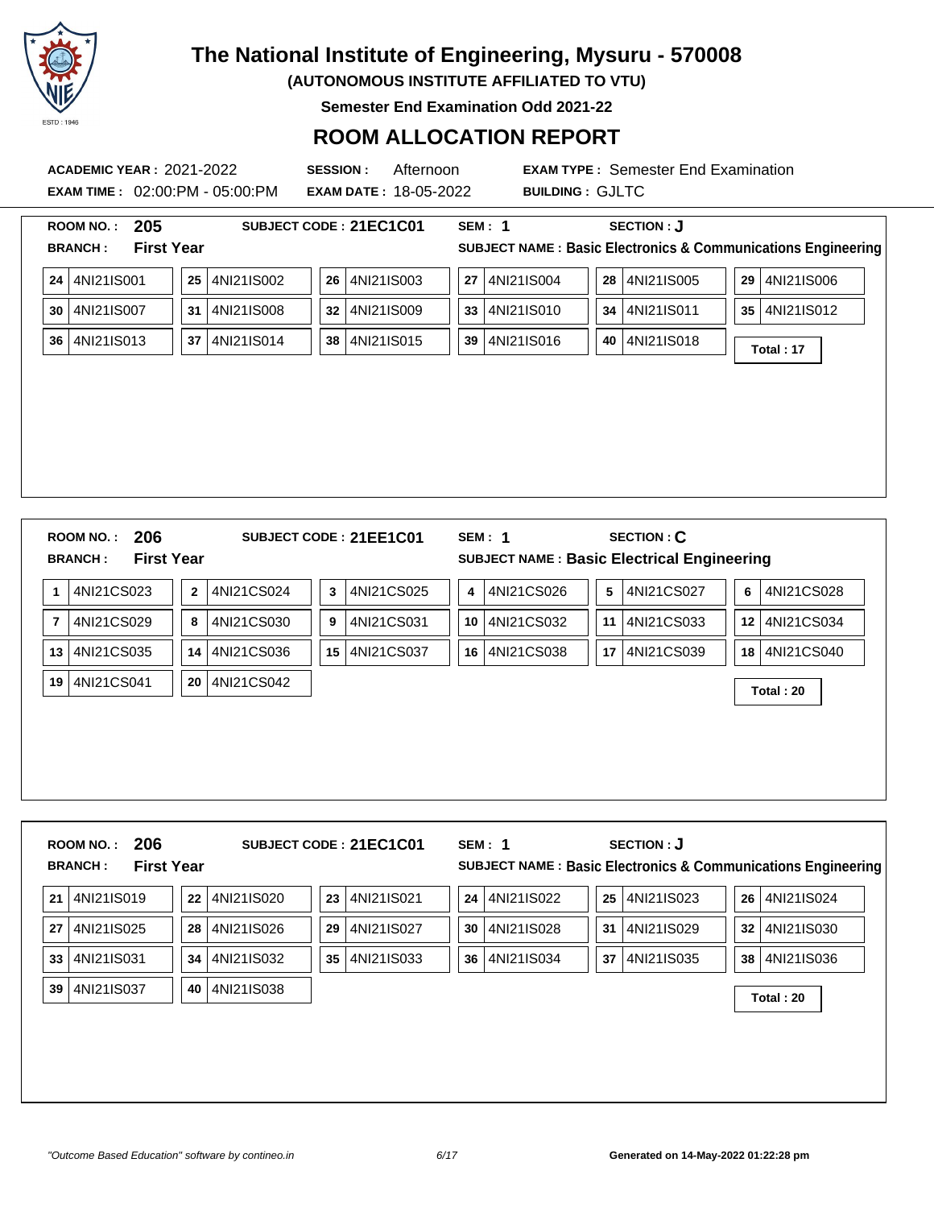# The National Institute of Engineering, Mysuru - 570008

**(AUTONOMOUS INSTITUTE AFFILIATED TO VTU)**

**Semester End Examination Odd 2021-22**

## ROOM ALLOCATION REPORT

**ACADEMIC YEAR :** 2021-2022 **SESSION :** Afternoon **EXAM TYPE :** Semester End Examination

**EXAM TIME :** 02:00:PM - 05:00:PM **EXAM DATE :** 18-05-2022 **BUILDING :** GJLTC

---

**ROOM NO. : 205** **SUBJECT CODE : 21EC01** **SEM : 1** **SECTION : J**

**BRANCH : First Year** **SUBJECT NAME : Basic Electronics & Communications Engineering**

| | | | | | |
|---|---|---|---|---|---|
| 24 4NI21IS001 | 25 4NI21IS002 | 26 4NI21IS003 | 27 4NI21IS004 | 28 4NI21IS005 | 29 4NI21IS006 |
| 30 4NI21IS007 | 31 4NI21IS008 | 32 4NI21IS009 | 33 4NI21IS010 | 34 4NI21IS011 | 35 4NI21IS012 |
| 36 4NI21IS013 | 37 4NI21IS014 | 38 4NI21IS015 | 39 4NI21IS016 | 40 4NI21IS018 | |

**Total : 17**

---

**ROOM NO. : 206** **SUBJECT CODE : 21EE1C01** **SEM : 1** **SECTION : C**

**BRANCH : First Year** **SUBJECT NAME : Basic Electrical Engineering**

| | | | | | |
|---|---|---|---|---|---|
| 1 4NI21CS023 | 2 4NI21CS024 | 3 4NI21CS025 | 4 4NI21CS026 | 5 4NI21CS027 | 6 4NI21CS028 |
| 7 4NI21CS029 | 8 4NI21CS030 | 9 4NI21CS031 | 10 4NI21CS032 | 11 4NI21CS033 | 12 4NI21CS034 |
| 13 4NI21CS035 | 14 4NI21CS036 | 15 4NI21CS037 | 16 4NI21CS038 | 17 4NI21CS039 | 18 4NI21CS040 |
| 19 4NI21CS041 | 20 4NI21CS042 | | | | |

**Total : 20**

---

**ROOM NO. : 206** **SUBJECT CODE : 21EC1C01** **SEM : 1** **SECTION : J**

**BRANCH : First Year** **SUBJECT NAME : Basic Electronics & Communications Engineering**

| | | | | | |
|---|---|---|---|---|---|
| 21 4NI21IS019 | 22 4NI21IS020 | 23 4NI21IS021 | 24 4NI21IS022 | 25 4NI21IS023 | 26 4NI21IS024 |
| 27 4NI21IS025 | 28 4NI21IS026 | 29 4NI21IS027 | 30 4NI21IS028 | 31 4NI21IS029 | 32 4NI21IS030 |
| 33 4NI21IS031 | 34 4NI21IS032 | 35 4NI21IS033 | 36 4NI21IS034 | 37 4NI21IS035 | 38 4NI21IS036 |
| 39 4NI21IS037 | 40 4NI21IS038 | | | | |

**Total : 20**

*"Outcome Based Education" software by contineo.in* **Generated on 14-May-2022 01:22:28 pm**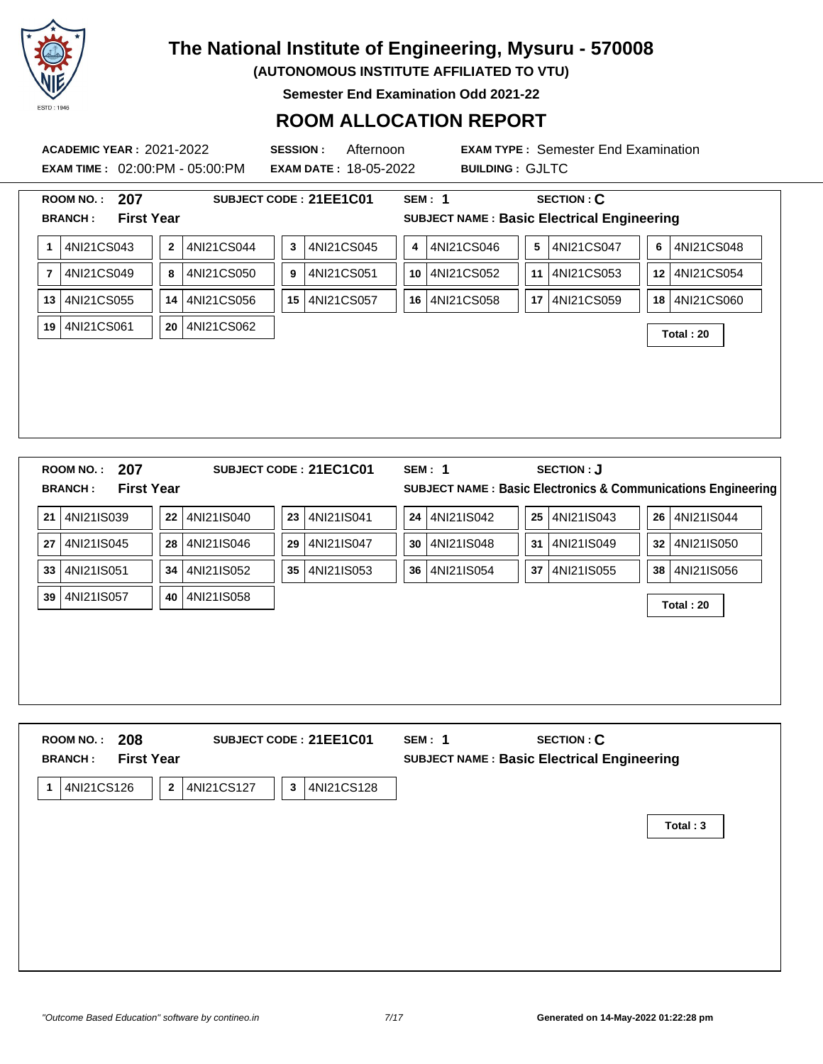# The National Institute of Engineering, Mysuru - 570008

**(AUTONOMOUS INSTITUTE AFFILIATED TO VTU)**

**Semester End Examination Odd 2021-22**

## ROOM ALLOCATION REPORT

**ACADEMIC YEAR :** 2021-2022 **SESSION :** Afternoon **EXAM TYPE :** Semester End Examination

**EXAM TIME :** 02:00:PM - 05:00:PM **EXAM DATE :** 18-05-2022 **BUILDING :** GJLTC

---

**ROOM NO. : 207** **SUBJECT CODE : 21EE1C01** **SEM : 1** **SECTION : C**

**BRANCH : First Year** **SUBJECT NAME : Basic Electrical Engineering**

| | | | | | |
|---|---|---|---|---|---|
| 1 4NI21CS043 | 2 4NI21CS044 | 3 4NI21CS045 | 4 4NI21CS046 | 5 4NI21CS047 | 6 4NI21CS048 |
| 7 4NI21CS049 | 8 4NI21CS050 | 9 4NI21CS051 | 10 4NI21CS052 | 11 4NI21CS053 | 12 4NI21CS054 |
| 13 4NI21CS055 | 14 4NI21CS056 | 15 4NI21CS057 | 16 4NI21CS058 | 17 4NI21CS059 | 18 4NI21CS060 |
| 19 4NI21CS061 | 20 4NI21CS062 | | | | |

**Total : 20**

---

**ROOM NO. : 207** **SUBJECT CODE : 21EC1C01** **SEM : 1** **SECTION : J**

**BRANCH : First Year** **SUBJECT NAME : Basic Electronics & Communications Engineering**

| | | | | | |
|---|---|---|---|---|---|
| 21 4NI21IS039 | 22 4NI21IS040 | 23 4NI21IS041 | 24 4NI21IS042 | 25 4NI21IS043 | 26 4NI21IS044 |
| 27 4NI21IS045 | 28 4NI21IS046 | 29 4NI21IS047 | 30 4NI21IS048 | 31 4NI21IS049 | 32 4NI21IS050 |
| 33 4NI21IS051 | 34 4NI21IS052 | 35 4NI21IS053 | 36 4NI21IS054 | 37 4NI21IS055 | 38 4NI21IS056 |
| 39 4NI21IS057 | 40 4NI21IS058 | | | | |

**Total : 20**

---

**ROOM NO. : 208** **SUBJECT CODE : 21EE1C01** **SEM : 1** **SECTION : C**

**BRANCH : First Year** **SUBJECT NAME : Basic Electrical Engineering**

| | | |
|---|---|---|
| 1 4NI21CS126 | 2 4NI21CS127 | 3 4NI21CS128 |

**Total : 3**

*"Outcome Based Education" software by contineo.in*

**Generated on 14-May-2022 01:22:28 pm**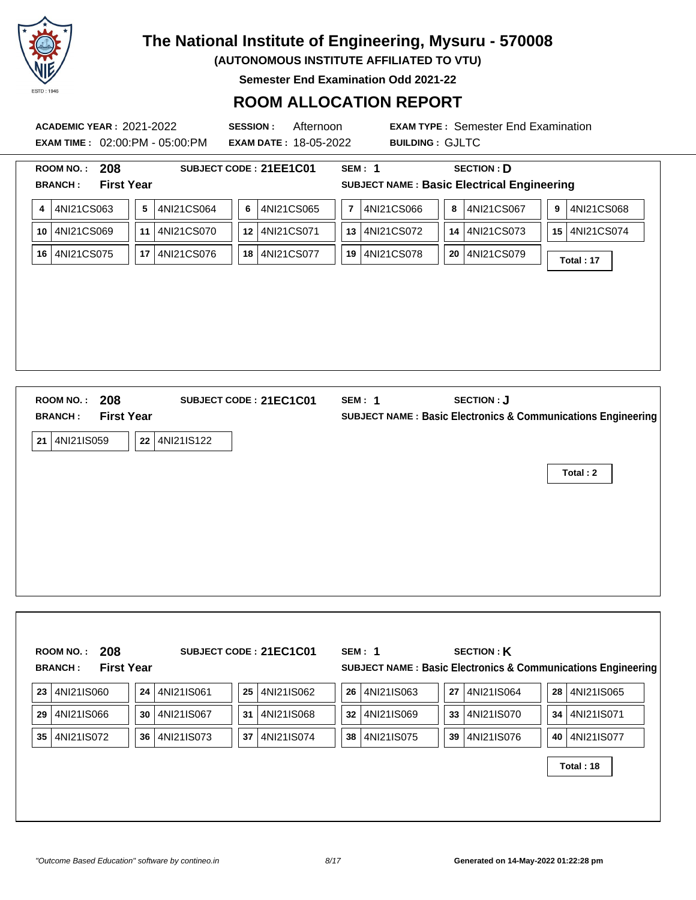# The National Institute of Engineering, Mysuru - 570008

**(AUTONOMOUS INSTITUTE AFFILIATED TO VTU)**

**Semester End Examination Odd 2021-22**

## ROOM ALLOCATION REPORT

**ACADEMIC YEAR :** 2021-2022 **SESSION :** Afternoon **EXAM TYPE :** Semester End Examination

**EXAM TIME :** 02:00:PM - 05:00:PM **EXAM DATE :** 18-05-2022 **BUILDING :** GJLTC

---

**ROOM NO. :** 208 **SUBJECT CODE :** 21EE1C01 **SEM :** 1 **SECTION :** D

**BRANCH :** First Year **SUBJECT NAME :** Basic Electrical Engineering

| | | | | | | | | | | | |
|---|---|---|---|---|---|---|---|---|---|---|---|
| 4 | 4NI21CS063 | 5 | 4NI21CS064 | 6 | 4NI21CS065 | 7 | 4NI21CS066 | 8 | 4NI21CS067 | 9 | 4NI21CS068 |
| 10 | 4NI21CS069 | 11 | 4NI21CS070 | 12 | 4NI21CS071 | 13 | 4NI21CS072 | 14 | 4NI21CS073 | 15 | 4NI21CS074 |
| 16 | 4NI21CS075 | 17 | 4NI21CS076 | 18 | 4NI21CS077 | 19 | 4NI21CS078 | 20 | 4NI21CS079 | | |

**Total : 17**

---

**ROOM NO. :** 208 **SUBJECT CODE :** 21EC1C01 **SEM :** 1 **SECTION :** J

**BRANCH :** First Year **SUBJECT NAME :** Basic Electronics & Communications Engineering

| | | | |
|---|---|---|---|
| 21 | 4NI21IS059 | 22 | 4NI21IS122 |

**Total : 2**

---

**ROOM NO. :** 208 **SUBJECT CODE :** 21EC1C01 **SEM :** 1 **SECTION :** K

**BRANCH :** First Year **SUBJECT NAME :** Basic Electronics & Communications Engineering

| | | | | | | | | | | | |
|---|---|---|---|---|---|---|---|---|---|---|---|
| 23 | 4NI21IS060 | 24 | 4NI21IS061 | 25 | 4NI21IS062 | 26 | 4NI21IS063 | 27 | 4NI21IS064 | 28 | 4NI21IS065 |
| 29 | 4NI21IS066 | 30 | 4NI21IS067 | 31 | 4NI21IS068 | 32 | 4NI21IS069 | 33 | 4NI21IS070 | 34 | 4NI21IS071 |
| 35 | 4NI21IS072 | 36 | 4NI21IS073 | 37 | 4NI21IS074 | 38 | 4NI21IS075 | 39 | 4NI21IS076 | 40 | 4NI21IS077 |

**Total : 18**

*"Outcome Based Education" software by contineo.in* Generated on 14-May-2022 01:22:28 pm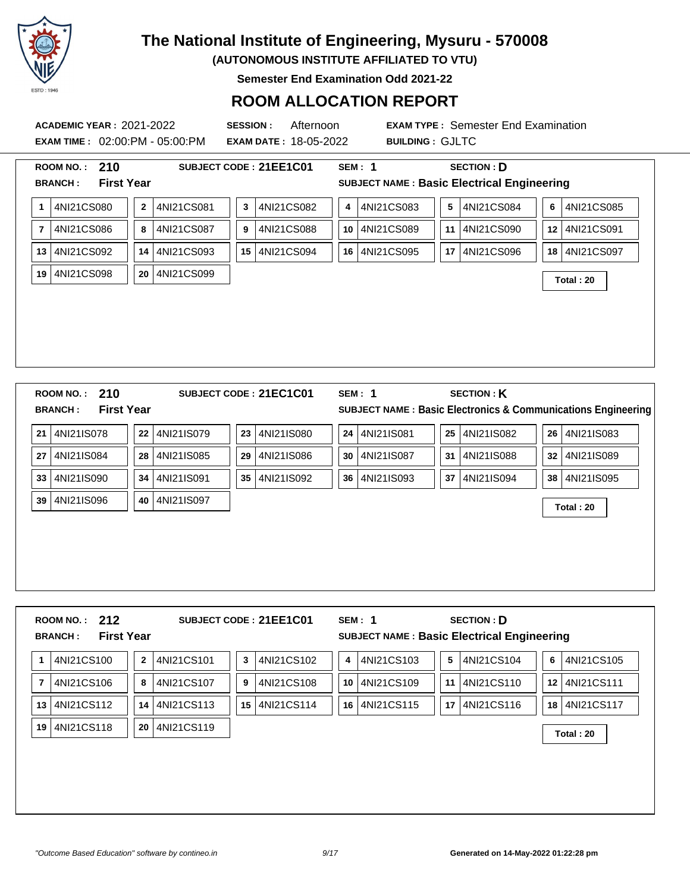# The National Institute of Engineering, Mysuru - 570008

**(AUTONOMOUS INSTITUTE AFFILIATED TO VTU)**

**Semester End Examination Odd 2021-22**

## ROOM ALLOCATION REPORT

**ACADEMIC YEAR :** 2021-2022 **SESSION :** Afternoon **EXAM TYPE :** Semester End Examination

**EXAM TIME :** 02:00:PM - 05:00:PM **EXAM DATE :** 18-05-2022 **BUILDING :** GJLTC

---

**ROOM NO. :** 210 **SUBJECT CODE :** 21EE1C01 **SEM :** 1 **SECTION :** D

**BRANCH :** First Year **SUBJECT NAME :** Basic Electrical Engineering

| | | | | | | | | | | | |
|---|---|---|---|---|---|---|---|---|---|---|---|
| 1 | 4NI21CS080 | 2 | 4NI21CS081 | 3 | 4NI21CS082 | 4 | 4NI21CS083 | 5 | 4NI21CS084 | 6 | 4NI21CS085 |
| 7 | 4NI21CS086 | 8 | 4NI21CS087 | 9 | 4NI21CS088 | 10 | 4NI21CS089 | 11 | 4NI21CS090 | 12 | 4NI21CS091 |
| 13 | 4NI21CS092 | 14 | 4NI21CS093 | 15 | 4NI21CS094 | 16 | 4NI21CS095 | 17 | 4NI21CS096 | 18 | 4NI21CS097 |
| 19 | 4NI21CS098 | 20 | 4NI21CS099 | | | | | | | | |

**Total : 20**

---

**ROOM NO. :** 210 **SUBJECT CODE :** 21EC1C01 **SEM :** 1 **SECTION :** K

**BRANCH :** First Year **SUBJECT NAME :** Basic Electronics & Communications Engineering

| | | | | | | | | | | | |
|---|---|---|---|---|---|---|---|---|---|---|---|
| 21 | 4NI21IS078 | 22 | 4NI21IS079 | 23 | 4NI21IS080 | 24 | 4NI21IS081 | 25 | 4NI21IS082 | 26 | 4NI21IS083 |
| 27 | 4NI21IS084 | 28 | 4NI21IS085 | 29 | 4NI21IS086 | 30 | 4NI21IS087 | 31 | 4NI21IS088 | 32 | 4NI21IS089 |
| 33 | 4NI21IS090 | 34 | 4NI21IS091 | 35 | 4NI21IS092 | 36 | 4NI21IS093 | 37 | 4NI21IS094 | 38 | 4NI21IS095 |
| 39 | 4NI21IS096 | 40 | 4NI21IS097 | | | | | | | | |

**Total : 20**

---

**ROOM NO. :** 212 **SUBJECT CODE :** 21EE1C01 **SEM :** 1 **SECTION :** D

**BRANCH :** First Year **SUBJECT NAME :** Basic Electrical Engineering

| | | | | | | | | | | | |
|---|---|---|---|---|---|---|---|---|---|---|---|
| 1 | 4NI21CS100 | 2 | 4NI21CS101 | 3 | 4NI21CS102 | 4 | 4NI21CS103 | 5 | 4NI21CS104 | 6 | 4NI21CS105 |
| 7 | 4NI21CS106 | 8 | 4NI21CS107 | 9 | 4NI21CS108 | 10 | 4NI21CS109 | 11 | 4NI21CS110 | 12 | 4NI21CS111 |
| 13 | 4NI21CS112 | 14 | 4NI21CS113 | 15 | 4NI21CS114 | 16 | 4NI21CS115 | 17 | 4NI21CS116 | 18 | 4NI21CS117 |
| 19 | 4NI21CS118 | 20 | 4NI21CS119 | | | | | | | | |

**Total : 20**

*"Outcome Based Education" software by contineo.in* **Generated on 14-May-2022 01:22:28 pm**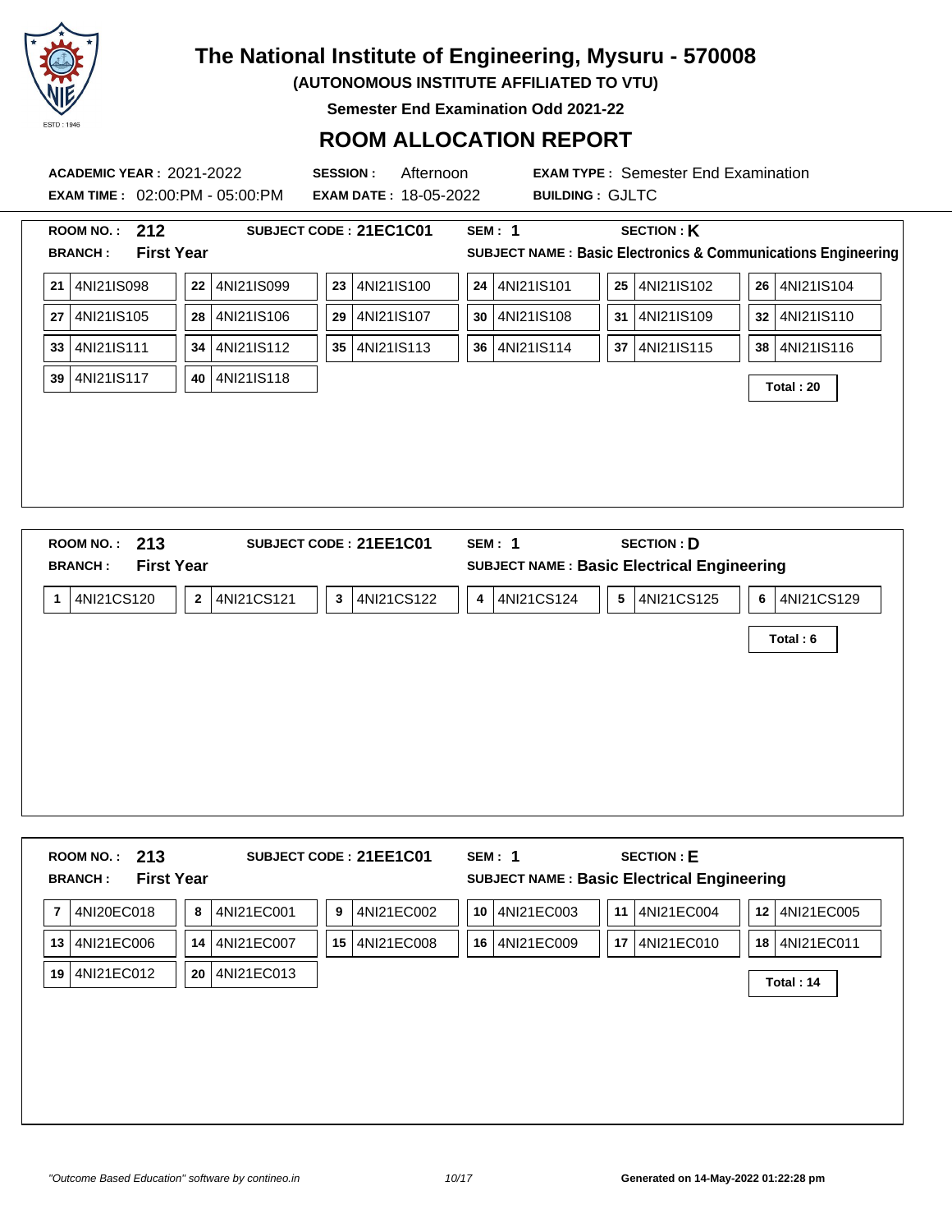# The National Institute of Engineering, Mysuru - 570008

**(AUTONOMOUS INSTITUTE AFFILIATED TO VTU)**

**Semester End Examination Odd 2021-22**

## ROOM ALLOCATION REPORT

**ACADEMIC YEAR :** 2021-2022 **SESSION :** Afternoon **EXAM TYPE :** Semester End Examination

**EXAM TIME :** 02:00:PM - 05:00:PM **EXAM DATE :** 18-05-2022 **BUILDING :** GJLTC

---

**ROOM NO. : 212** **SUBJECT CODE : 21EC1C01** **SEM : 1** **SECTION : K**

**BRANCH : First Year** **SUBJECT NAME : Basic Electronics & Communications Engineering**

| | | | | | |
|---|---|---|---|---|---|
| 21 4NI21IS098 | 22 4NI21IS099 | 23 4NI21IS100 | 24 4NI21IS101 | 25 4NI21IS102 | 26 4NI21IS104 |
| 27 4NI21IS105 | 28 4NI21IS106 | 29 4NI21IS107 | 30 4NI21IS108 | 31 4NI21IS109 | 32 4NI21IS110 |
| 33 4NI21IS111 | 34 4NI21IS112 | 35 4NI21IS113 | 36 4NI21IS114 | 37 4NI21IS115 | 38 4NI21IS116 |
| 39 4NI21IS117 | 40 4NI21IS118 | | | | |

**Total : 20**

---

**ROOM NO. : 213** **SUBJECT CODE : 21EE1C01** **SEM : 1** **SECTION : D**

**BRANCH : First Year** **SUBJECT NAME : Basic Electrical Engineering**

| | | | | | |
|---|---|---|---|---|---|
| 1 4NI21CS120 | 2 4NI21CS121 | 3 4NI21CS122 | 4 4NI21CS124 | 5 4NI21CS125 | 6 4NI21CS129 |

**Total : 6**

---

**ROOM NO. : 213** **SUBJECT CODE : 21EE1C01** **SEM : 1** **SECTION : E**

**BRANCH : First Year** **SUBJECT NAME : Basic Electrical Engineering**

| | | | | | |
|---|---|---|---|---|---|
| 7 4NI20EC018 | 8 4NI21EC001 | 9 4NI21EC002 | 10 4NI21EC003 | 11 4NI21EC004 | 12 4NI21EC005 |
| 13 4NI21EC006 | 14 4NI21EC007 | 15 4NI21EC008 | 16 4NI21EC009 | 17 4NI21EC010 | 18 4NI21EC011 |
| 19 4NI21EC012 | 20 4NI21EC013 | | | | |

**Total : 14**

*"Outcome Based Education" software by contineo.in* **Generated on 14-May-2022 01:22:28 pm**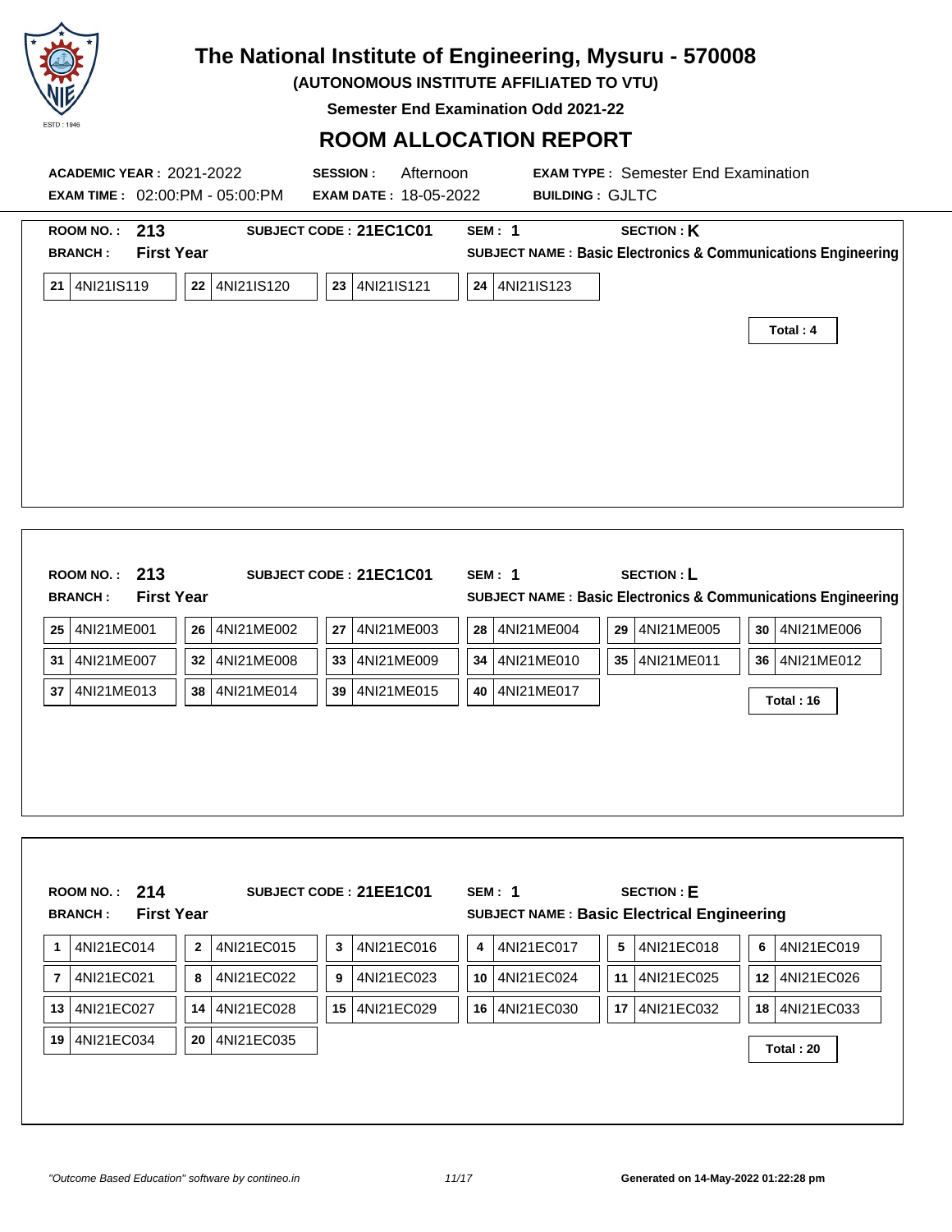# The National Institute of Engineering, Mysuru - 570008

**(AUTONOMOUS INSTITUTE AFFILIATED TO VTU)**

**Semester End Examination Odd 2021-22**

## ROOM ALLOCATION REPORT

**ACADEMIC YEAR :** 2021-2022 **SESSION :** Afternoon **EXAM TYPE :** Semester End Examination

**EXAM TIME :** 02:00:PM - 05:00:PM **EXAM DATE :** 18-05-2022 **BUILDING :** GJLTC

---

**ROOM NO. :** 213 **SUBJECT CODE :** 21EC1C01 **SEM :** 1 **SECTION :** K

**BRANCH :** First Year **SUBJECT NAME :** Basic Electronics & Communications Engineering

| | | | | | | | |
|---|---|---|---|---|---|---|---|
| 21 | 4NI21IS119 | 22 | 4NI21IS120 | 23 | 4NI21IS121 | 24 | 4NI21IS123 |

**Total : 4**

---

**ROOM NO. :** 213 **SUBJECT CODE :** 21EC1C01 **SEM :** 1 **SECTION :** L

**BRANCH :** First Year **SUBJECT NAME :** Basic Electronics & Communications Engineering

| | | | | | | | | | | | |
|---|---|---|---|---|---|---|---|---|---|---|---|
| 25 | 4NI21ME001 | 26 | 4NI21ME002 | 27 | 4NI21ME003 | 28 | 4NI21ME004 | 29 | 4NI21ME005 | 30 | 4NI21ME006 |
| 31 | 4NI21ME007 | 32 | 4NI21ME008 | 33 | 4NI21ME009 | 34 | 4NI21ME010 | 35 | 4NI21ME011 | 36 | 4NI21ME012 |
| 37 | 4NI21ME013 | 38 | 4NI21ME014 | 39 | 4NI21ME015 | 40 | 4NI21ME017 | | | | |

**Total : 16**

---

**ROOM NO. :** 214 **SUBJECT CODE :** 21EE1C01 **SEM :** 1 **SECTION :** E

**BRANCH :** First Year **SUBJECT NAME :** Basic Electrical Engineering

| | | | | | | | | | | | |
|---|---|---|---|---|---|---|---|---|---|---|---|
| 1 | 4NI21EC014 | 2 | 4NI21EC015 | 3 | 4NI21EC016 | 4 | 4NI21EC017 | 5 | 4NI21EC018 | 6 | 4NI21EC019 |
| 7 | 4NI21EC021 | 8 | 4NI21EC022 | 9 | 4NI21EC023 | 10 | 4NI21EC024 | 11 | 4NI21EC025 | 12 | 4NI21EC026 |
| 13 | 4NI21EC027 | 14 | 4NI21EC028 | 15 | 4NI21EC029 | 16 | 4NI21EC030 | 17 | 4NI21EC032 | 18 | 4NI21EC033 |
| 19 | 4NI21EC034 | 20 | 4NI21EC035 | | | | | | | | |

**Total : 20**

*"Outcome Based Education" software by contineo.in* **Generated on 14-May-2022 01:22:28 pm**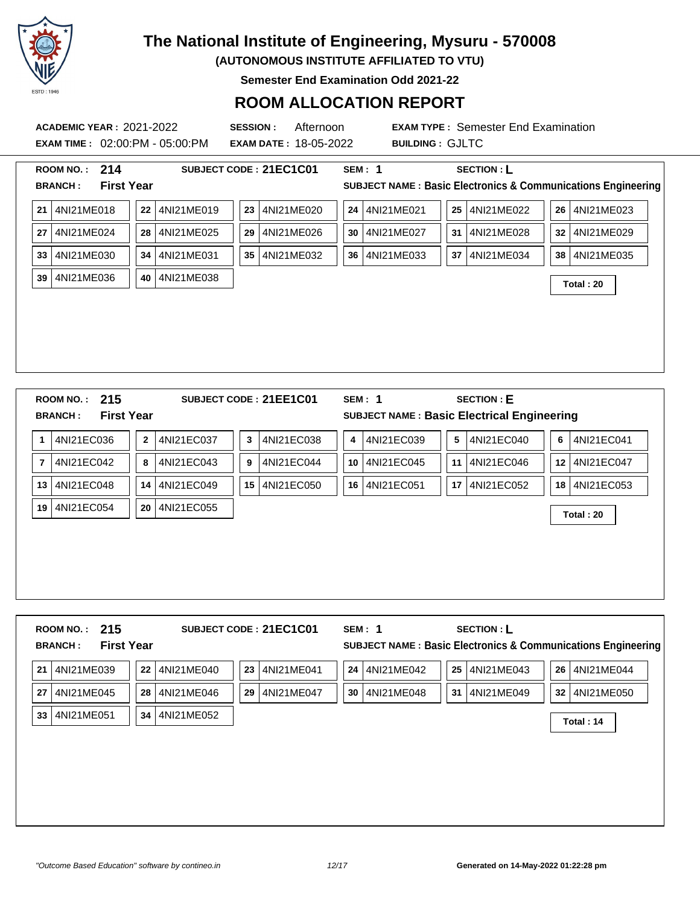# The National Institute of Engineering, Mysuru - 570008

**(AUTONOMOUS INSTITUTE AFFILIATED TO VTU)**

**Semester End Examination Odd 2021-22**

## ROOM ALLOCATION REPORT

**ACADEMIC YEAR :** 2021-2022 **SESSION :** Afternoon **EXAM TYPE :** Semester End Examination

**EXAM TIME :** 02:00:PM - 05:00:PM **EXAM DATE :** 18-05-2022 **BUILDING :** GJLTC

---

**ROOM NO. : 214** **SUBJECT CODE : 21EC1C01** **SEM : 1** **SECTION : L**

**BRANCH : First Year** **SUBJECT NAME : Basic Electronics & Communications Engineering**

| | | | | | |
|---|---|---|---|---|---|
| 21 4NI21ME018 | 22 4NI21ME019 | 23 4NI21ME020 | 24 4NI21ME021 | 25 4NI21ME022 | 26 4NI21ME023 |
| 27 4NI21ME024 | 28 4NI21ME025 | 29 4NI21ME026 | 30 4NI21ME027 | 31 4NI21ME028 | 32 4NI21ME029 |
| 33 4NI21ME030 | 34 4NI21ME031 | 35 4NI21ME032 | 36 4NI21ME033 | 37 4NI21ME034 | 38 4NI21ME035 |
| 39 4NI21ME036 | 40 4NI21ME038 | | | | |

**Total : 20**

---

**ROOM NO. : 215** **SUBJECT CODE : 21EE1C01** **SEM : 1** **SECTION : E**

**BRANCH : First Year** **SUBJECT NAME : Basic Electrical Engineering**

| | | | | | |
|---|---|---|---|---|---|
| 1 4NI21EC036 | 2 4NI21EC037 | 3 4NI21EC038 | 4 4NI21EC039 | 5 4NI21EC040 | 6 4NI21EC041 |
| 7 4NI21EC042 | 8 4NI21EC043 | 9 4NI21EC044 | 10 4NI21EC045 | 11 4NI21EC046 | 12 4NI21EC047 |
| 13 4NI21EC048 | 14 4NI21EC049 | 15 4NI21EC050 | 16 4NI21EC051 | 17 4NI21EC052 | 18 4NI21EC053 |
| 19 4NI21EC054 | 20 4NI21EC055 | | | | |

**Total : 20**

---

**ROOM NO. : 215** **SUBJECT CODE : 21EC1C01** **SEM : 1** **SECTION : L**

**BRANCH : First Year** **SUBJECT NAME : Basic Electronics & Communications Engineering**

| | | | | | |
|---|---|---|---|---|---|
| 21 4NI21ME039 | 22 4NI21ME040 | 23 4NI21ME041 | 24 4NI21ME042 | 25 4NI21ME043 | 26 4NI21ME044 |
| 27 4NI21ME045 | 28 4NI21ME046 | 29 4NI21ME047 | 30 4NI21ME048 | 31 4NI21ME049 | 32 4NI21ME050 |
| 33 4NI21ME051 | 34 4NI21ME052 | | | | |

**Total : 14**

*"Outcome Based Education" software by contineo.in*

**Generated on 14-May-2022 01:22:28 pm**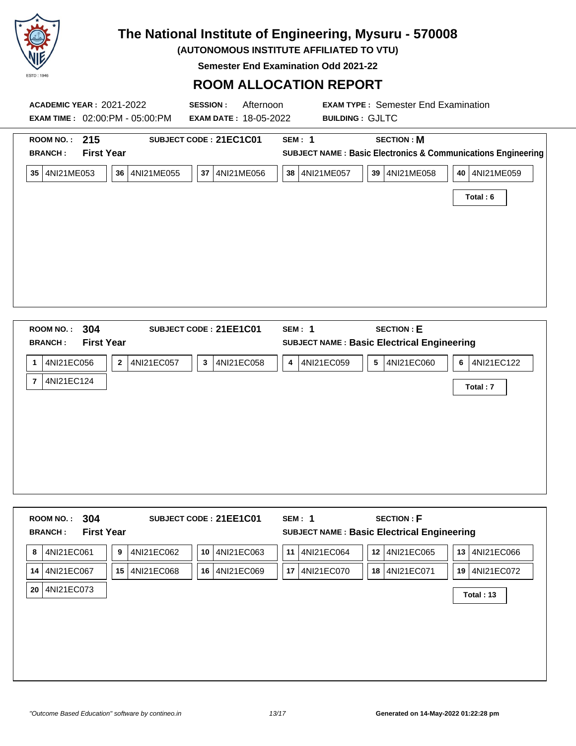# The National Institute of Engineering, Mysuru - 570008

**(AUTONOMOUS INSTITUTE AFFILIATED TO VTU)**

**Semester End Examination Odd 2021-22**

## ROOM ALLOCATION REPORT

**ACADEMIC YEAR :** 2021-2022 **SESSION :** Afternoon **EXAM TYPE :** Semester End Examination

**EXAM TIME :** 02:00:PM - 05:00:PM **EXAM DATE :** 18-05-2022 **BUILDING :** GJLTC

---

**ROOM NO. :** 215 **SUBJECT CODE :** 21EC1C01 **SEM :** 1 **SECTION :** M

**BRANCH :** First Year **SUBJECT NAME :** Basic Electronics & Communications Engineering

| | | | | | |
|---|---|---|---|---|---|
| 35 4NI21ME053 | 36 4NI21ME055 | 37 4NI21ME056 | 38 4NI21ME057 | 39 4NI21ME058 | 40 4NI21ME059 |

**Total : 6**

---

**ROOM NO. :** 304 **SUBJECT CODE :** 21EE1C01 **SEM :** 1 **SECTION :** E

**BRANCH :** First Year **SUBJECT NAME :** Basic Electrical Engineering

| | | | | | |
|---|---|---|---|---|---|
| 1 4NI21EC056 | 2 4NI21EC057 | 3 4NI21EC058 | 4 4NI21EC059 | 5 4NI21EC060 | 6 4NI21EC122 |
| 7 4NI21EC124 | | | | | |

**Total : 7**

---

**ROOM NO. :** 304 **SUBJECT CODE :** 21EE1C01 **SEM :** 1 **SECTION :** F

**BRANCH :** First Year **SUBJECT NAME :** Basic Electrical Engineering

| | | | | | |
|---|---|---|---|---|---|
| 8 4NI21EC061 | 9 4NI21EC062 | 10 4NI21EC063 | 11 4NI21EC064 | 12 4NI21EC065 | 13 4NI21EC066 |
| 14 4NI21EC067 | 15 4NI21EC068 | 16 4NI21EC069 | 17 4NI21EC070 | 18 4NI21EC071 | 19 4NI21EC072 |
| 20 4NI21EC073 | | | | | |

**Total : 13**

---

*"Outcome Based Education" software by contineo.in* **Generated on 14-May-2022 01:22:28 pm**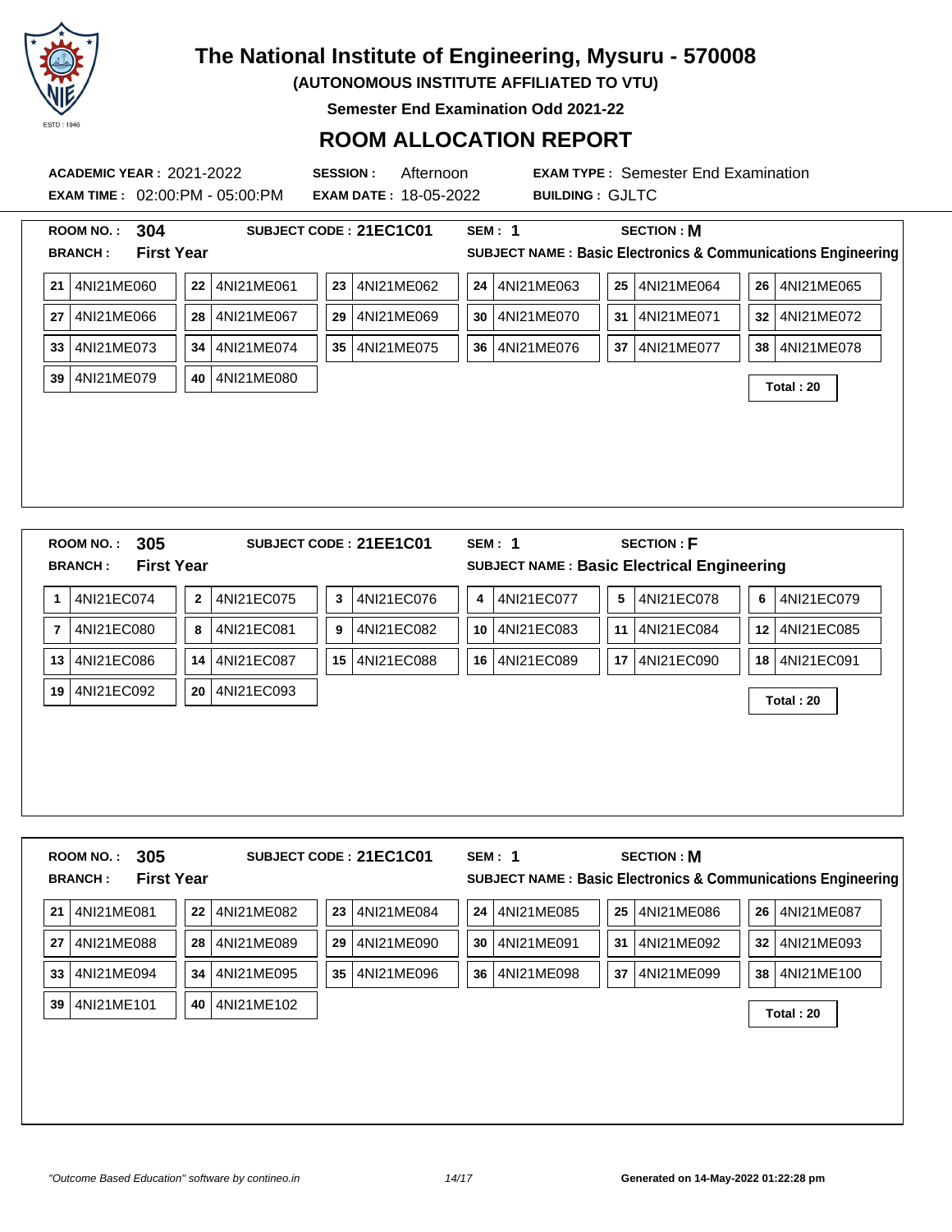# The National Institute of Engineering, Mysuru - 570008

**(AUTONOMOUS INSTITUTE AFFILIATED TO VTU)**

**Semester End Examination Odd 2021-22**

## ROOM ALLOCATION REPORT

**ACADEMIC YEAR :** 2021-2022 **SESSION :** Afternoon **EXAM TYPE :** Semester End Examination

**EXAM TIME :** 02:00:PM - 05:00:PM **EXAM DATE :** 18-05-2022 **BUILDING :** GJLTC

---

**ROOM NO. : 304** **SUBJECT CODE : 21EC1C01** **SEM : 1** **SECTION : M**

**BRANCH : First Year** **SUBJECT NAME : Basic Electronics & Communications Engineering**

| | | | | | |
|---|---|---|---|---|---|
| 21 4NI21ME060 | 22 4NI21ME061 | 23 4NI21ME062 | 24 4NI21ME063 | 25 4NI21ME064 | 26 4NI21ME065 |
| 27 4NI21ME066 | 28 4NI21ME067 | 29 4NI21ME069 | 30 4NI21ME070 | 31 4NI21ME071 | 32 4NI21ME072 |
| 33 4NI21ME073 | 34 4NI21ME074 | 35 4NI21ME075 | 36 4NI21ME076 | 37 4NI21ME077 | 38 4NI21ME078 |
| 39 4NI21ME079 | 40 4NI21ME080 | | | | |

**Total : 20**

---

**ROOM NO. : 305** **SUBJECT CODE : 21EE1C01** **SEM : 1** **SECTION : F**

**BRANCH : First Year** **SUBJECT NAME : Basic Electrical Engineering**

| | | | | | |
|---|---|---|---|---|---|
| 1 4NI21EC074 | 2 4NI21EC075 | 3 4NI21EC076 | 4 4NI21EC077 | 5 4NI21EC078 | 6 4NI21EC079 |
| 7 4NI21EC080 | 8 4NI21EC081 | 9 4NI21EC082 | 10 4NI21EC083 | 11 4NI21EC084 | 12 4NI21EC085 |
| 13 4NI21EC086 | 14 4NI21EC087 | 15 4NI21EC088 | 16 4NI21EC089 | 17 4NI21EC090 | 18 4NI21EC091 |
| 19 4NI21EC092 | 20 4NI21EC093 | | | | |

**Total : 20**

---

**ROOM NO. : 305** **SUBJECT CODE : 21EC1C01** **SEM : 1** **SECTION : M**

**BRANCH : First Year** **SUBJECT NAME : Basic Electronics & Communications Engineering**

| | | | | | |
|---|---|---|---|---|---|
| 21 4NI21ME081 | 22 4NI21ME082 | 23 4NI21ME084 | 24 4NI21ME085 | 25 4NI21ME086 | 26 4NI21ME087 |
| 27 4NI21ME088 | 28 4NI21ME089 | 29 4NI21ME090 | 30 4NI21ME091 | 31 4NI21ME092 | 32 4NI21ME093 |
| 33 4NI21ME094 | 34 4NI21ME095 | 35 4NI21ME096 | 36 4NI21ME098 | 37 4NI21ME099 | 38 4NI21ME100 |
| 39 4NI21ME101 | 40 4NI21ME102 | | | | |

**Total : 20**

*"Outcome Based Education" software by contineo.in* | Generated on 14-May-2022 01:22:28 pm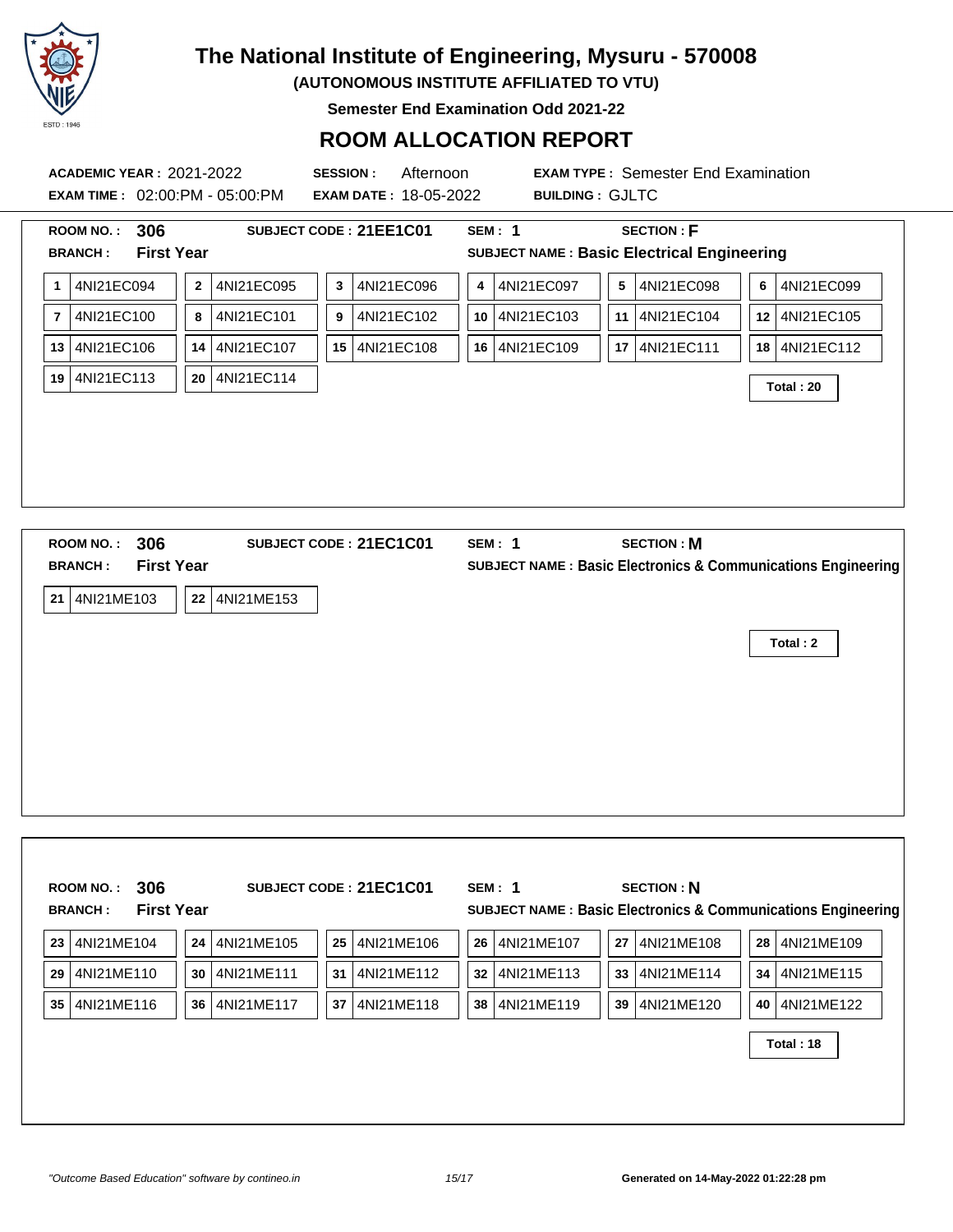# The National Institute of Engineering, Mysuru - 570008

**(AUTONOMOUS INSTITUTE AFFILIATED TO VTU)**

**Semester End Examination Odd 2021-22**

## ROOM ALLOCATION REPORT

**ACADEMIC YEAR :** 2021-2022 **SESSION :** Afternoon **EXAM TYPE :** Semester End Examination

**EXAM TIME :** 02:00:PM - 05:00:PM **EXAM DATE :** 18-05-2022 **BUILDING :** GJLTC

---

**ROOM NO. :** 306 **SUBJECT CODE : 21EE1C01** **SEM : 1** **SECTION : F**

**BRANCH :** First Year **SUBJECT NAME : Basic Electrical Engineering**

| | | | | | | | | | | | |
|---|---|---|---|---|---|---|---|---|---|---|---|
| 1 | 4NI21EC094 | 2 | 4NI21EC095 | 3 | 4NI21EC096 | 4 | 4NI21EC097 | 5 | 4NI21EC098 | 6 | 4NI21EC099 |
| 7 | 4NI21EC100 | 8 | 4NI21EC101 | 9 | 4NI21EC102 | 10 | 4NI21EC103 | 11 | 4NI21EC104 | 12 | 4NI21EC105 |
| 13 | 4NI21EC106 | 14 | 4NI21EC107 | 15 | 4NI21EC108 | 16 | 4NI21EC109 | 17 | 4NI21EC111 | 18 | 4NI21EC112 |
| 19 | 4NI21EC113 | 20 | 4NI21EC114 | | | | | | | | |

**Total : 20**

---

**ROOM NO. :** 306 **SUBJECT CODE : 21EC1C01** **SEM : 1** **SECTION : M**

**BRANCH :** First Year **SUBJECT NAME : Basic Electronics & Communications Engineering**

| | | | |
|---|---|---|---|
| 21 | 4NI21ME103 | 22 | 4NI21ME153 |

**Total : 2**

---

**ROOM NO. :** 306 **SUBJECT CODE : 21EC1C01** **SEM : 1** **SECTION : N**

**BRANCH :** First Year **SUBJECT NAME : Basic Electronics & Communications Engineering**

| | | | | | | | | | | | |
|---|---|---|---|---|---|---|---|---|---|---|---|
| 23 | 4NI21ME104 | 24 | 4NI21ME105 | 25 | 4NI21ME106 | 26 | 4NI21ME107 | 27 | 4NI21ME108 | 28 | 4NI21ME109 |
| 29 | 4NI21ME110 | 30 | 4NI21ME111 | 31 | 4NI21ME112 | 32 | 4NI21ME113 | 33 | 4NI21ME114 | 34 | 4NI21ME115 |
| 35 | 4NI21ME116 | 36 | 4NI21ME117 | 37 | 4NI21ME118 | 38 | 4NI21ME119 | 39 | 4NI21ME120 | 40 | 4NI21ME122 |

**Total : 18**

*"Outcome Based Education" software by contineo.in*

**Generated on 14-May-2022 01:22:28 pm**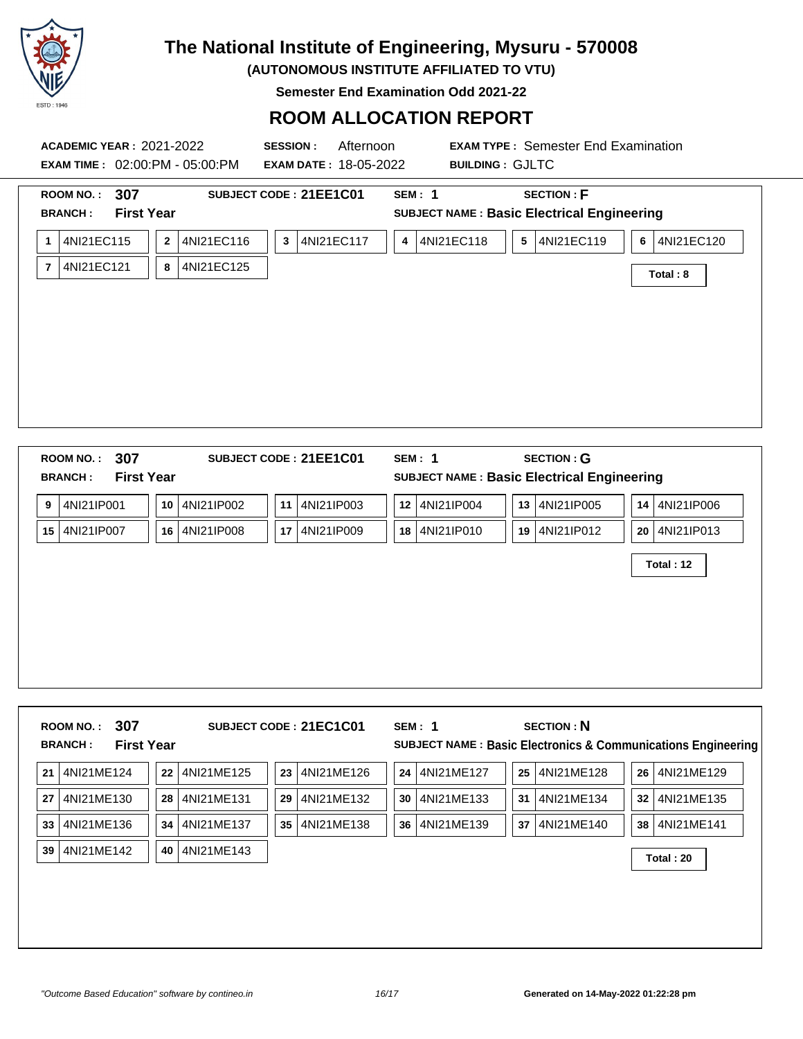# The National Institute of Engineering, Mysuru - 570008

**(AUTONOMOUS INSTITUTE AFFILIATED TO VTU)**

**Semester End Examination Odd 2021-22**

## ROOM ALLOCATION REPORT

**ACADEMIC YEAR :** 2021-2022 **SESSION :** Afternoon **EXAM TYPE :** Semester End Examination

**EXAM TIME :** 02:00:PM - 05:00:PM **EXAM DATE :** 18-05-2022 **BUILDING :** GJLTC

---

**ROOM NO. :** 307 **SUBJECT CODE : 21EE1C01** **SEM : 1** **SECTION : F**

**BRANCH :** First Year **SUBJECT NAME : Basic Electrical Engineering**

| | | | | | | | | | | | |
|---|---|---|---|---|---|---|---|---|---|---|---|
| 1 | 4NI21EC115 | 2 | 4NI21EC116 | 3 | 4NI21EC117 | 4 | 4NI21EC118 | 5 | 4NI21EC119 | 6 | 4NI21EC120 |
| 7 | 4NI21EC121 | 8 | 4NI21EC125 | | | | | | | | |

**Total : 8**

---

**ROOM NO. :** 307 **SUBJECT CODE : 21EE1C01** **SEM : 1** **SECTION : G**

**BRANCH :** First Year **SUBJECT NAME : Basic Electrical Engineering**

| | | | | | | | | | | | |
|---|---|---|---|---|---|---|---|---|---|---|---|
| 9 | 4NI21IP001 | 10 | 4NI21IP002 | 11 | 4NI21IP003 | 12 | 4NI21IP004 | 13 | 4NI21IP005 | 14 | 4NI21IP006 |
| 15 | 4NI21IP007 | 16 | 4NI21IP008 | 17 | 4NI21IP009 | 18 | 4NI21IP010 | 19 | 4NI21IP012 | 20 | 4NI21IP013 |

**Total : 12**

---

**ROOM NO. :** 307 **SUBJECT CODE : 21EC1C01** **SEM : 1** **SECTION : N**

**BRANCH :** First Year **SUBJECT NAME : Basic Electronics & Communications Engineering**

| | | | | | | | | | | | |
|---|---|---|---|---|---|---|---|---|---|---|---|
| 21 | 4NI21ME124 | 22 | 4NI21ME125 | 23 | 4NI21ME126 | 24 | 4NI21ME127 | 25 | 4NI21ME128 | 26 | 4NI21ME129 |
| 27 | 4NI21ME130 | 28 | 4NI21ME131 | 29 | 4NI21ME132 | 30 | 4NI21ME133 | 31 | 4NI21ME134 | 32 | 4NI21ME135 |
| 33 | 4NI21ME136 | 34 | 4NI21ME137 | 35 | 4NI21ME138 | 36 | 4NI21ME139 | 37 | 4NI21ME140 | 38 | 4NI21ME141 |
| 39 | 4NI21ME142 | 40 | 4NI21ME143 | | | | | | | | |

**Total : 20**

*"Outcome Based Education" software by contineo.in* **Generated on 14-May-2022 01:22:28 pm**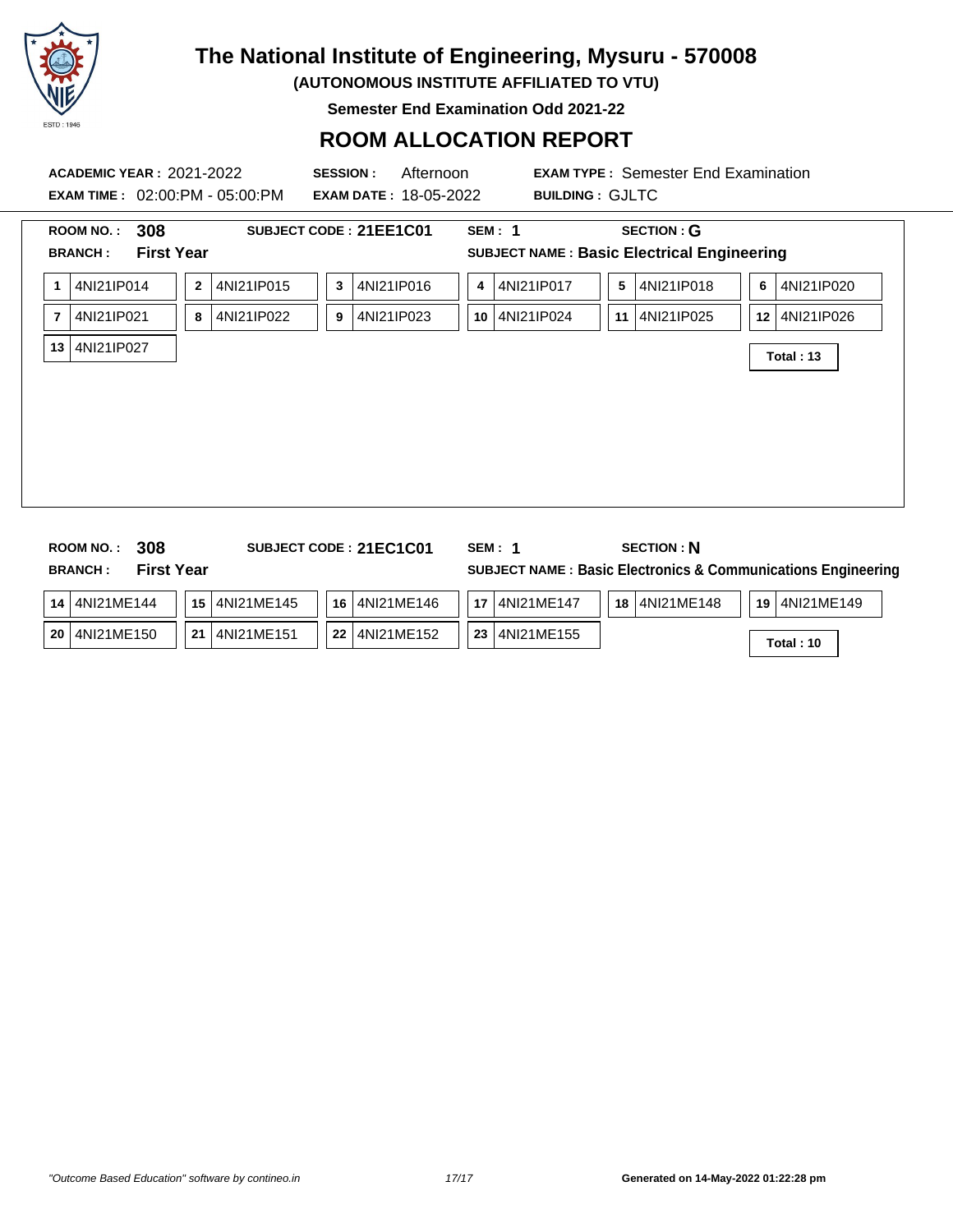# The National Institute of Engineering, Mysuru - 570008

**(AUTONOMOUS INSTITUTE AFFILIATED TO VTU)**

**Semester End Examination Odd 2021-22**

## ROOM ALLOCATION REPORT

**ACADEMIC YEAR :** 2021-2022 **SESSION :** Afternoon **EXAM TYPE :** Semester End Examination

**EXAM TIME :** 02:00:PM - 05:00:PM **EXAM DATE :** 18-05-2022 **BUILDING :** GJLTC

**ROOM NO. :** 308 **SUBJECT CODE :** 21EE1C01 **SEM :** 1 **SECTION :** G

**BRANCH :** First Year **SUBJECT NAME :** Basic Electrical Engineering

| | | | | | |
|---|---|---|---|---|---|
| 1 4NI21IP014 | 2 4NI21IP015 | 3 4NI21IP016 | 4 4NI21IP017 | 5 4NI21IP018 | 6 4NI21IP020 |
| 7 4NI21IP021 | 8 4NI21IP022 | 9 4NI21IP023 | 10 4NI21IP024 | 11 4NI21IP025 | 12 4NI21IP026 |
| 13 4NI21IP027 | | | | | |

**Total : 13**

**ROOM NO. :** 308 **SUBJECT CODE :** 21EC1C01 **SEM :** 1 **SECTION :** N

**BRANCH :** First Year **SUBJECT NAME :** Basic Electronics & Communications Engineering

| | | | | | |
|---|---|---|---|---|---|
| 14 4NI21ME144 | 15 4NI21ME145 | 16 4NI21ME146 | 17 4NI21ME147 | 18 4NI21ME148 | 19 4NI21ME149 |
| 20 4NI21ME150 | 21 4NI21ME151 | 22 4NI21ME152 | 23 4NI21ME155 | | |

**Total : 10**

*"Outcome Based Education" software by contineo.in*

**Generated on 14-May-2022 01:22:28 pm**